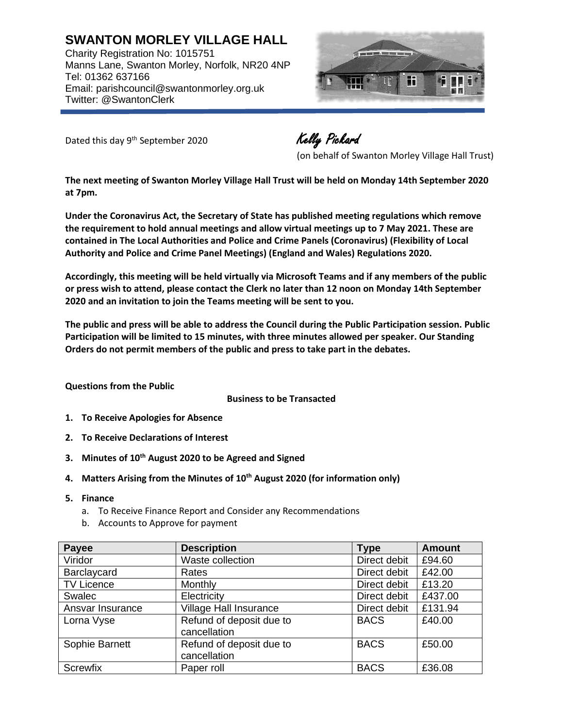# SWANTON MORLEY VILLAGE HALL

Charity Registration No: 1015751
Manns Lane, Swanton Morley, Norfolk, NR20 4NP
Tel: 01362 637166
Email: parishcouncil@swantonmorley.org.uk
Twitter: @SwantonClerk

Dated this day 9th September 2020

Kelly Pickard
(on behalf of Swanton Morley Village Hall Trust)

**The next meeting of Swanton Morley Village Hall Trust will be held on Monday 14th September 2020 at 7pm.**

**Under the Coronavirus Act, the Secretary of State has published meeting regulations which remove the requirement to hold annual meetings and allow virtual meetings up to 7 May 2021. These are contained in The Local Authorities and Police and Crime Panels (Coronavirus) (Flexibility of Local Authority and Police and Crime Panel Meetings) (England and Wales) Regulations 2020.**

**Accordingly, this meeting will be held virtually via Microsoft Teams and if any members of the public or press wish to attend, please contact the Clerk no later than 12 noon on Monday 14th September 2020 and an invitation to join the Teams meeting will be sent to you.**

**The public and press will be able to address the Council during the Public Participation session. Public Participation will be limited to 15 minutes, with three minutes allowed per speaker. Our Standing Orders do not permit members of the public and press to take part in the debates.**

**Questions from the Public**

**Business to be Transacted**

1. **To Receive Apologies for Absence**
2. **To Receive Declarations of Interest**
3. **Minutes of 10th August 2020 to be Agreed and Signed**
4. **Matters Arising from the Minutes of 10th August 2020 (for information only)**
5. **Finance**
   a. To Receive Finance Report and Consider any Recommendations
   b. Accounts to Approve for payment

| Payee | Description | Type | Amount |
|---|---|---|---|
| Viridor | Waste collection | Direct debit | £94.60 |
| Barclaycard | Rates | Direct debit | £42.00 |
| TV Licence | Monthly | Direct debit | £13.20 |
| Swalec | Electricity | Direct debit | £437.00 |
| Ansvar Insurance | Village Hall Insurance | Direct debit | £131.94 |
| Lorna Vyse | Refund of deposit due to cancellation | BACS | £40.00 |
| Sophie Barnett | Refund of deposit due to cancellation | BACS | £50.00 |
| Screwfix | Paper roll | BACS | £36.08 |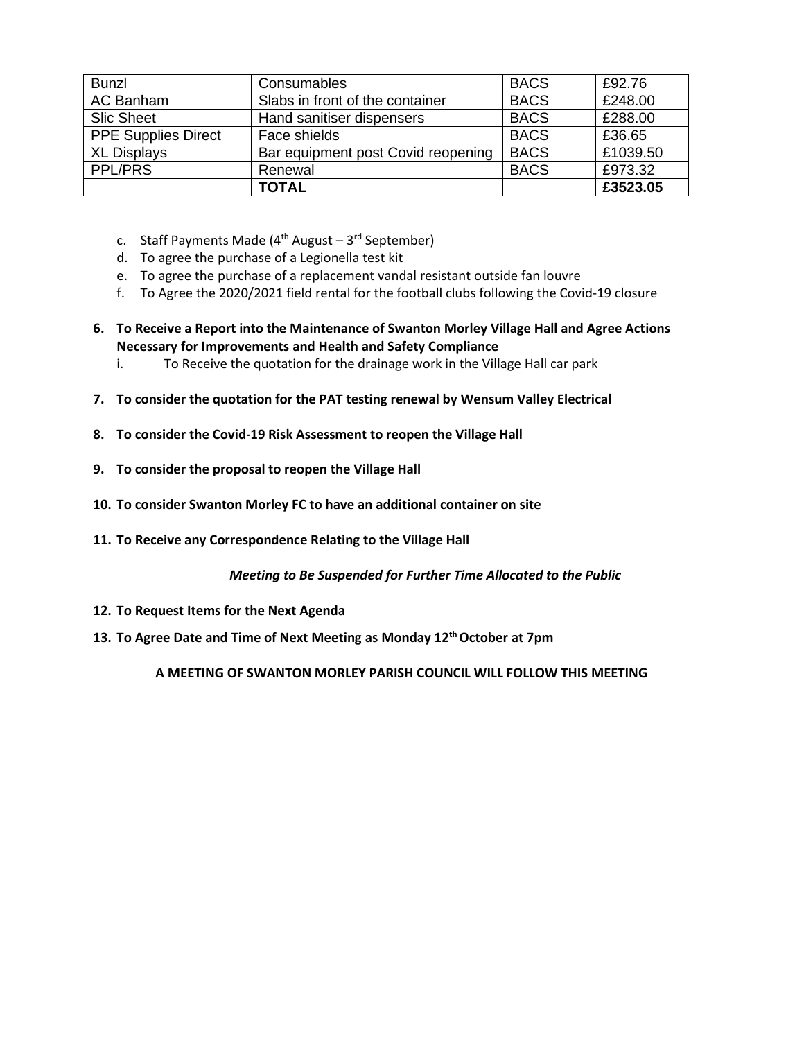| | | | |
|---|---|---|---|
| Bunzl | Consumables | BACS | £92.76 |
| AC Banham | Slabs in front of the container | BACS | £248.00 |
| Slic Sheet | Hand sanitiser dispensers | BACS | £288.00 |
| PPE Supplies Direct | Face shields | BACS | £36.65 |
| XL Displays | Bar equipment post Covid reopening | BACS | £1039.50 |
| PPL/PRS | Renewal | BACS | £973.32 |
| | **TOTAL** | | **£3523.05** |

c. Staff Payments Made (4th August – 3rd September)

d. To agree the purchase of a Legionella test kit

e. To agree the purchase of a replacement vandal resistant outside fan louvre

f. To Agree the 2020/2021 field rental for the football clubs following the Covid-19 closure

**6. To Receive a Report into the Maintenance of Swanton Morley Village Hall and Agree Actions Necessary for Improvements and Health and Safety Compliance**

i. To Receive the quotation for the drainage work in the Village Hall car park

**7. To consider the quotation for the PAT testing renewal by Wensum Valley Electrical**

**8. To consider the Covid-19 Risk Assessment to reopen the Village Hall**

**9. To consider the proposal to reopen the Village Hall**

**10. To consider Swanton Morley FC to have an additional container on site**

**11. To Receive any Correspondence Relating to the Village Hall**

***Meeting to Be Suspended for Further Time Allocated to the Public***

**12. To Request Items for the Next Agenda**

**13. To Agree Date and Time of Next Meeting as Monday 12th October at 7pm**

**A MEETING OF SWANTON MORLEY PARISH COUNCIL WILL FOLLOW THIS MEETING**